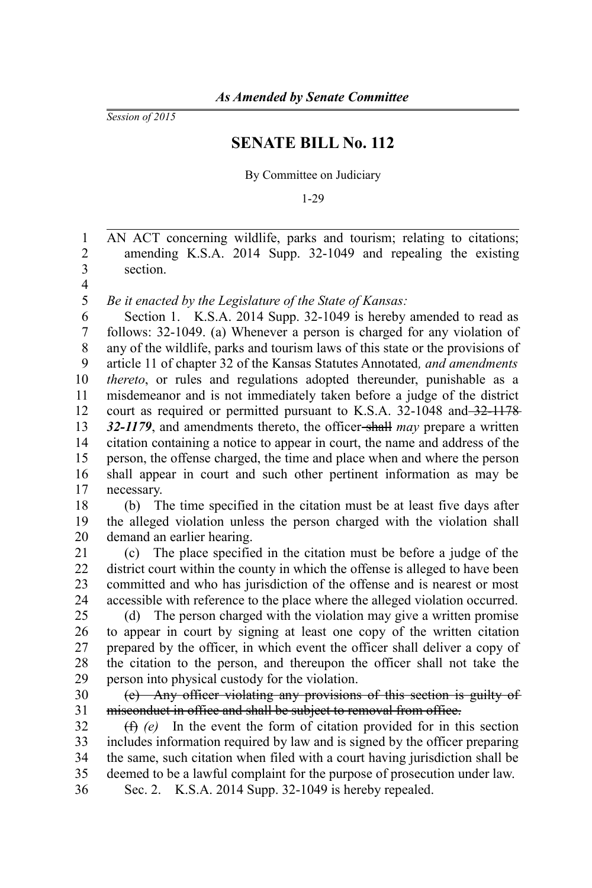*As Amended by Senate Committee*

*Session of 2015*

# SENATE BILL No. 112

By Committee on Judiciary

1-29

AN ACT concerning wildlife, parks and tourism; relating to citations; amending K.S.A. 2014 Supp. 32-1049 and repealing the existing section.

*Be it enacted by the Legislature of the State of Kansas:*

Section 1. K.S.A. 2014 Supp. 32-1049 is hereby amended to read as follows: 32-1049. (a) Whenever a person is charged for any violation of any of the wildlife, parks and tourism laws of this state or the provisions of article 11 of chapter 32 of the Kansas Statutes Annotated*, and amendments thereto*, or rules and regulations adopted thereunder, punishable as a misdemeanor and is not immediately taken before a judge of the district court as required or permitted pursuant to K.S.A. 32-1048 and ~~32-1178~~ ***32-1179***, and amendments thereto, the officer ~~shall~~ *may* prepare a written citation containing a notice to appear in court, the name and address of the person, the offense charged, the time and place when and where the person shall appear in court and such other pertinent information as may be necessary.

(b) The time specified in the citation must be at least five days after the alleged violation unless the person charged with the violation shall demand an earlier hearing.

(c) The place specified in the citation must be before a judge of the district court within the county in which the offense is alleged to have been committed and who has jurisdiction of the offense and is nearest or most accessible with reference to the place where the alleged violation occurred.

(d) The person charged with the violation may give a written promise to appear in court by signing at least one copy of the written citation prepared by the officer, in which event the officer shall deliver a copy of the citation to the person, and thereupon the officer shall not take the person into physical custody for the violation.

~~(e) Any officer violating any provisions of this section is guilty of misconduct in office and shall be subject to removal from office.~~

~~(f)~~ *(e)* In the event the form of citation provided for in this section includes information required by law and is signed by the officer preparing the same, such citation when filed with a court having jurisdiction shall be deemed to be a lawful complaint for the purpose of prosecution under law.

Sec. 2. K.S.A. 2014 Supp. 32-1049 is hereby repealed.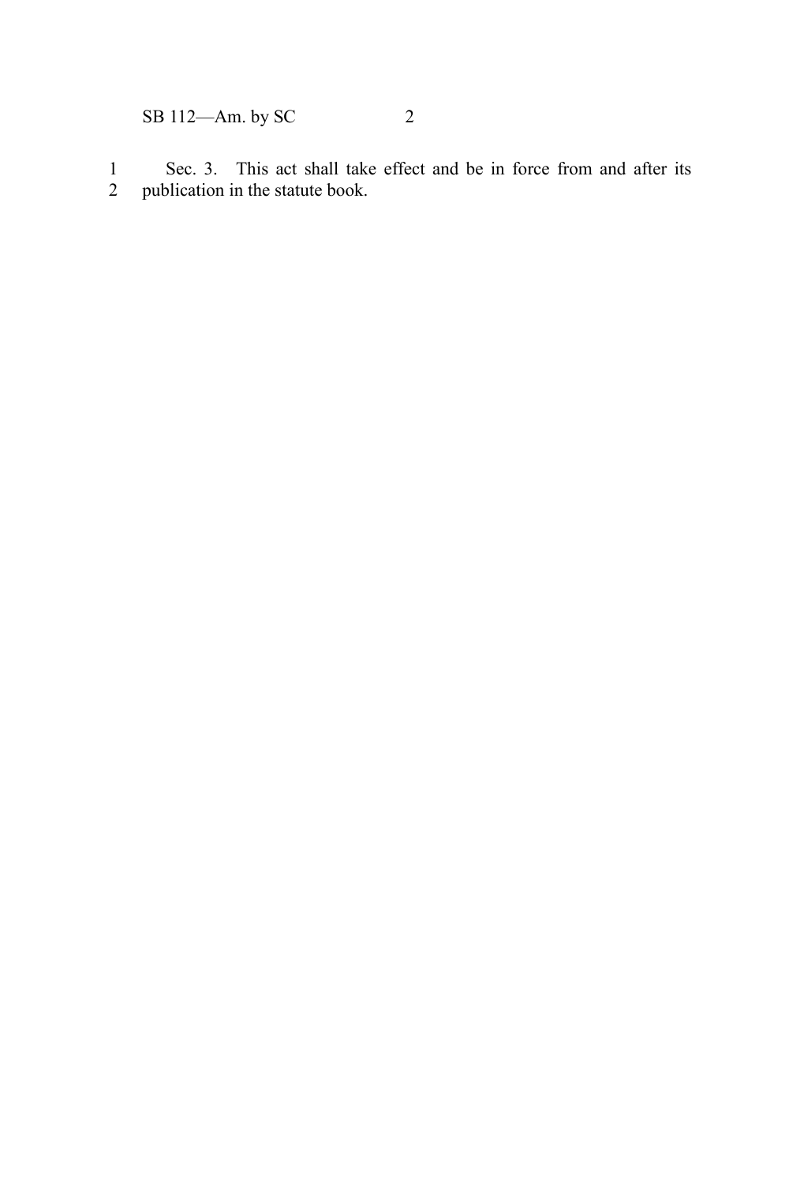Sec. 3. This act shall take effect and be in force from and after its publication in the statute book.